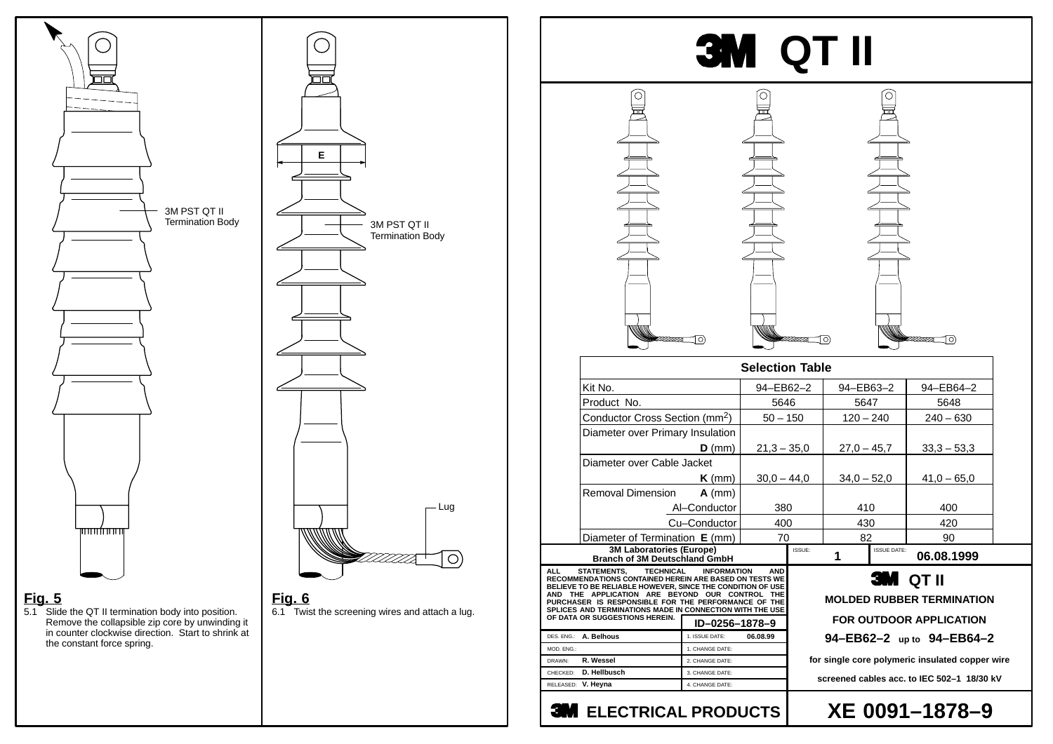3M PST QT II Termination Body

**Fig. 5**

5.1 Slide the QT II termination body into position. Remove the collapsible zip core by unwinding it in counter clockwise direction. Start to shrink at the constant force spring.

E

3M PST QT II Termination Body

Lug

**Fig. 6**

6.1 Twist the screening wires and attach a lug.

# 3M QT II

| Selection Table | | | |
|---|---|---|---|
| Kit No. | 94–EB62–2 | 94–EB63–2 | 94–EB64–2 |
| Product No. | 5646 | 5647 | 5648 |
| Conductor Cross Section ($mm^2$) | 50 – 150 | 120 – 240 | 240 – 630 |
| Diameter over Primary Insulation **D** (mm) | 21,3 – 35,0 | 27,0 – 45,7 | 33,3 – 53,3 |
| Diameter over Cable Jacket **K** (mm) | 30,0 – 44,0 | 34,0 – 52,0 | 41,0 – 65,0 |
| Removal Dimension **A** (mm) | | | |
| Al–Conductor | 380 | 410 | 400 |
| Cu–Conductor | 400 | 430 | 420 |
| Diameter of Termination **E** (mm) | 70 | 82 | 90 |

**3M Laboratories (Europe)**
**Branch of 3M Deutschland GmbH**

ISSUE: **1** ISSUE DATE: **06.08.1999**

**ALL STATEMENTS, TECHNICAL INFORMATION AND RECOMMENDATIONS CONTAINED HEREIN ARE BASED ON TESTS WE BELIEVE TO BE RELIABLE HOWEVER, SINCE THE CONDITION OF USE AND THE APPLICATION ARE BEYOND OUR CONTROL THE PURCHASER IS RESPONSIBLE FOR THE PERFORMANCE OF THE SPLICES AND TERMINATIONS MADE IN CONNECTION WITH THE USE OF DATA OR SUGGESTIONS HEREIN.**

**ID–0256–1878–9**

| | |
|---|---|
| DES. ENG.: **A. Belhous** | 1. ISSUE DATE: **06.08.99** |
| MOD. ENG.: | 1. CHANGE DATE: |
| DRAWN: **R. Wessel** | 2. CHANGE DATE: |
| CHECKED: **D. Hellbusch** | 3. CHANGE DATE: |
| RELEASED: **V. Heyna** | 4. CHANGE DATE: |

**3M QT II**

**MOLDED RUBBER TERMINATION**

**FOR OUTDOOR APPLICATION**

**94–EB62–2 up to 94–EB64–2**

**for single core polymeric insulated copper wire**

**screened cables acc. to IEC 502–1 18/30 kV**

**3M ELECTRICAL PRODUCTS**

**XE 0091–1878–9**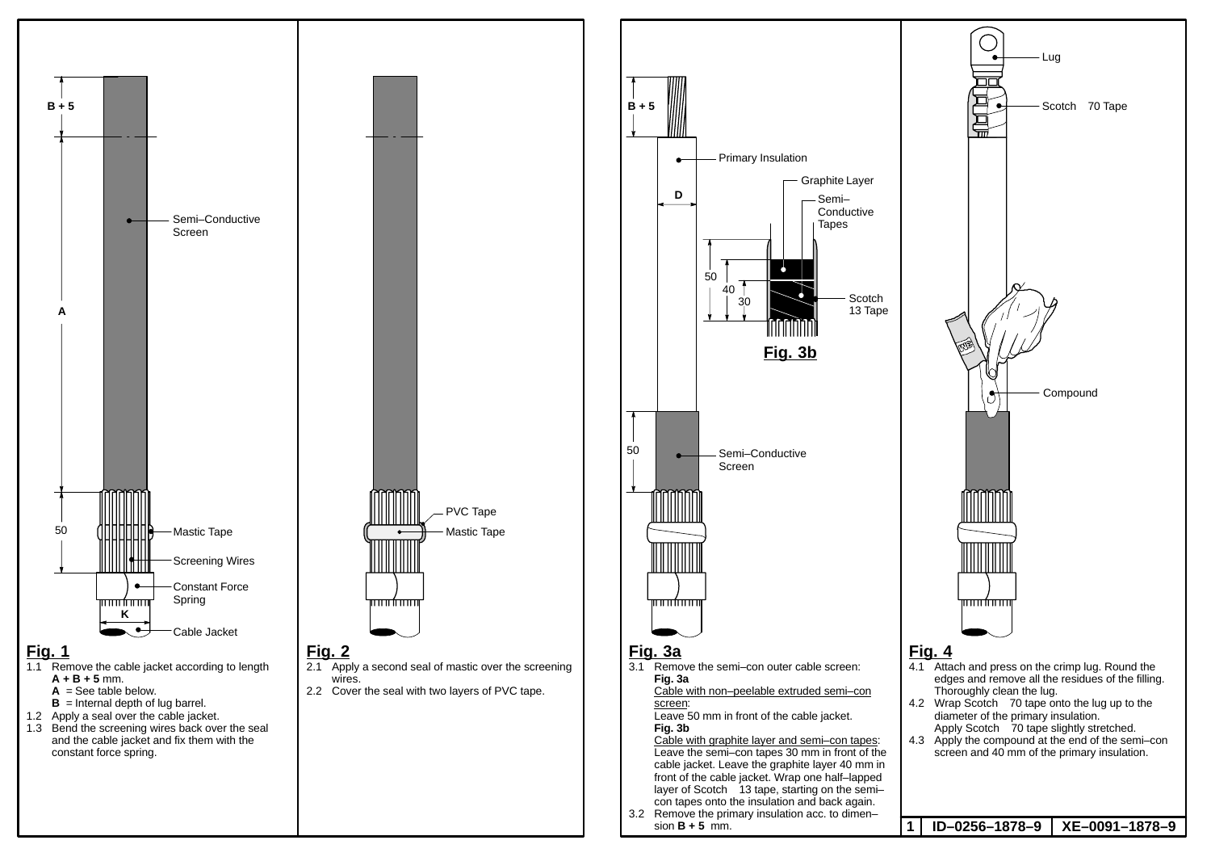B + 5

A

50

K

Semi–Conductive Screen

Mastic Tape

Screening Wires

Constant Force Spring

Cable Jacket

## Fig. 1

1.1 Remove the cable jacket according to length **A + B + 5** mm.
**A** = See table below.
**B** = Internal depth of lug barrel.

1.2 Apply a seal over the cable jacket.

1.3 Bend the screening wires back over the seal and the cable jacket and fix them with the constant force spring.

PVC Tape

Mastic Tape

## Fig. 2

2.1 Apply a second seal of mastic over the screening wires.

2.2 Cover the seal with two layers of PVC tape.

B + 5

D

Primary Insulation

Graphite Layer

Semi–Conductive Tapes

50

40

30

Scotch 13 Tape

**Fig. 3b**

50

Semi–Conductive Screen

## Fig. 3a

3.1 Remove the semi–con outer cable screen:
**Fig. 3a**
Cable with non–peelable extruded semi–con screen:
Leave 50 mm in front of the cable jacket.
**Fig. 3b**
Cable with graphite layer and semi–con tapes:
Leave the semi–con tapes 30 mm in front of the cable jacket. Leave the graphite layer 40 mm in front of the cable jacket. Wrap one half–lapped layer of Scotch 13 tape, starting on the semi–con tapes onto the insulation and back again.

3.2 Remove the primary insulation acc. to dimension **B + 5** mm.

Lug

Scotch 70 Tape

Compound

## Fig. 4

4.1 Attach and press on the crimp lug. Round the edges and remove all the residues of the filling. Thoroughly clean the lug.

4.2 Wrap Scotch 70 tape onto the lug up to the diameter of the primary insulation.
Apply Scotch 70 tape slightly stretched.

4.3 Apply the compound at the end of the semi–con screen and 40 mm of the primary insulation.

| | | |
|---|---|---|
| 1 | ID–0256–1878–9 | XE–0091–1878–9 |